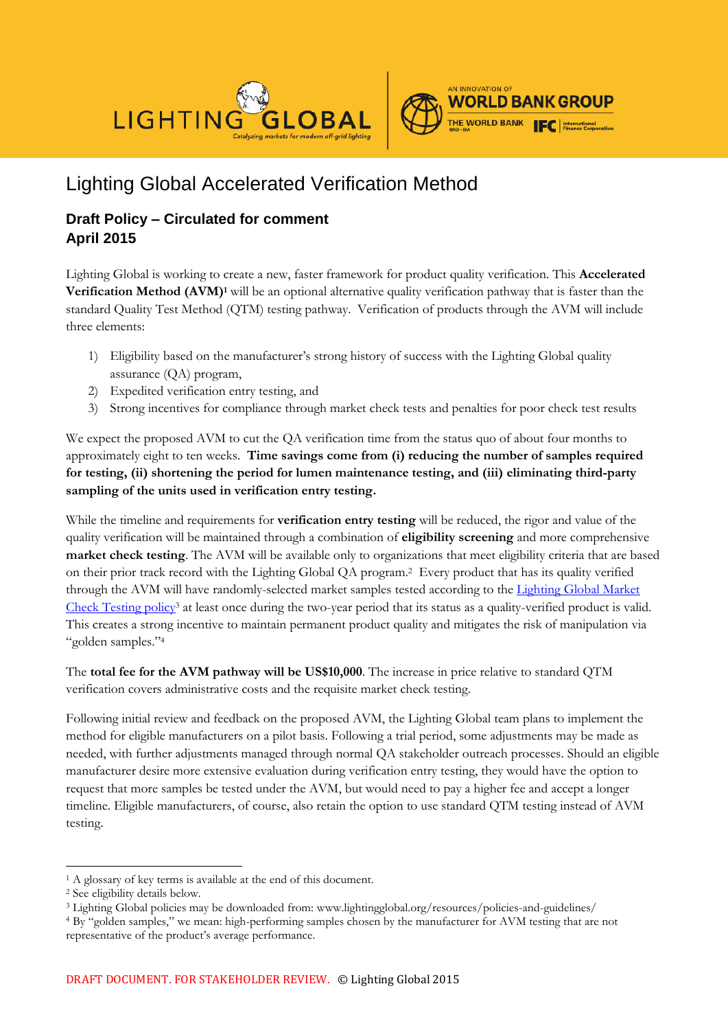# Lighting Global Accelerated Verification Method

## Draft Policy – Circulated for comment
## April 2015

Lighting Global is working to create a new, faster framework for product quality verification. This **Accelerated Verification Method (AVM)**[1] will be an optional alternative quality verification pathway that is faster than the standard Quality Test Method (QTM) testing pathway. Verification of products through the AVM will include three elements:

1) Eligibility based on the manufacturer's strong history of success with the Lighting Global quality assurance (QA) program,
2) Expedited verification entry testing, and
3) Strong incentives for compliance through market check tests and penalties for poor check test results

We expect the proposed AVM to cut the QA verification time from the status quo of about four months to approximately eight to ten weeks. **Time savings come from (i) reducing the number of samples required for testing, (ii) shortening the period for lumen maintenance testing, and (iii) eliminating third-party sampling of the units used in verification entry testing.**

While the timeline and requirements for **verification entry testing** will be reduced, the rigor and value of the quality verification will be maintained through a combination of **eligibility screening** and more comprehensive **market check testing**. The AVM will be available only to organizations that meet eligibility criteria that are based on their prior track record with the Lighting Global QA program.[2] Every product that has its quality verified through the AVM will have randomly-selected market samples tested according to the Lighting Global Market Check Testing policy[3] at least once during the two-year period that its status as a quality-verified product is valid. This creates a strong incentive to maintain permanent product quality and mitigates the risk of manipulation via "golden samples."[4]

The **total fee for the AVM pathway will be US$10,000**. The increase in price relative to standard QTM verification covers administrative costs and the requisite market check testing.

Following initial review and feedback on the proposed AVM, the Lighting Global team plans to implement the method for eligible manufacturers on a pilot basis. Following a trial period, some adjustments may be made as needed, with further adjustments managed through normal QA stakeholder outreach processes. Should an eligible manufacturer desire more extensive evaluation during verification entry testing, they would have the option to request that more samples be tested under the AVM, but would need to pay a higher fee and accept a longer timeline. Eligible manufacturers, of course, also retain the option to use standard QTM testing instead of AVM testing.

---

[1] A glossary of key terms is available at the end of this document.

[2] See eligibility details below.

[3] Lighting Global policies may be downloaded from: www.lightingglobal.org/resources/policies-and-guidelines/

[4] By "golden samples," we mean: high-performing samples chosen by the manufacturer for AVM testing that are not representative of the product's average performance.

DRAFT DOCUMENT. FOR STAKEHOLDER REVIEW. © Lighting Global 2015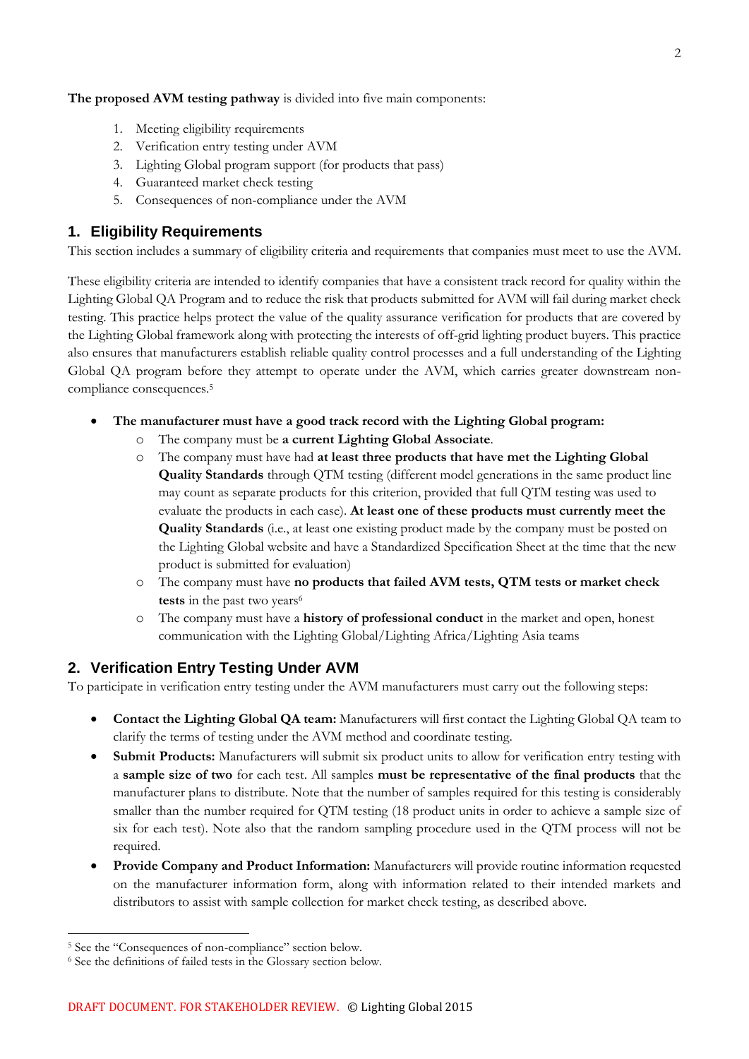**The proposed AVM testing pathway** is divided into five main components:

1. Meeting eligibility requirements
2. Verification entry testing under AVM
3. Lighting Global program support (for products that pass)
4. Guaranteed market check testing
5. Consequences of non-compliance under the AVM

## 1. Eligibility Requirements

This section includes a summary of eligibility criteria and requirements that companies must meet to use the AVM.

These eligibility criteria are intended to identify companies that have a consistent track record for quality within the Lighting Global QA Program and to reduce the risk that products submitted for AVM will fail during market check testing. This practice helps protect the value of the quality assurance verification for products that are covered by the Lighting Global framework along with protecting the interests of off-grid lighting product buyers. This practice also ensures that manufacturers establish reliable quality control processes and a full understanding of the Lighting Global QA program before they attempt to operate under the AVM, which carries greater downstream non-compliance consequences.[5]

- **The manufacturer must have a good track record with the Lighting Global program:**
  - The company must be **a current Lighting Global Associate**.
  - The company must have had **at least three products that have met the Lighting Global Quality Standards** through QTM testing (different model generations in the same product line may count as separate products for this criterion, provided that full QTM testing was used to evaluate the products in each case). **At least one of these products must currently meet the Quality Standards** (i.e., at least one existing product made by the company must be posted on the Lighting Global website and have a Standardized Specification Sheet at the time that the new product is submitted for evaluation)
  - The company must have **no products that failed AVM tests, QTM tests or market check tests** in the past two years[6]
  - The company must have a **history of professional conduct** in the market and open, honest communication with the Lighting Global/Lighting Africa/Lighting Asia teams

## 2. Verification Entry Testing Under AVM

To participate in verification entry testing under the AVM manufacturers must carry out the following steps:

- **Contact the Lighting Global QA team:** Manufacturers will first contact the Lighting Global QA team to clarify the terms of testing under the AVM method and coordinate testing.
- **Submit Products:** Manufacturers will submit six product units to allow for verification entry testing with a **sample size of two** for each test. All samples **must be representative of the final products** that the manufacturer plans to distribute. Note that the number of samples required for this testing is considerably smaller than the number required for QTM testing (18 product units in order to achieve a sample size of six for each test). Note also that the random sampling procedure used in the QTM process will not be required.
- **Provide Company and Product Information:** Manufacturers will provide routine information requested on the manufacturer information form, along with information related to their intended markets and distributors to assist with sample collection for market check testing, as described above.

[5] See the "Consequences of non-compliance" section below.

[6] See the definitions of failed tests in the Glossary section below.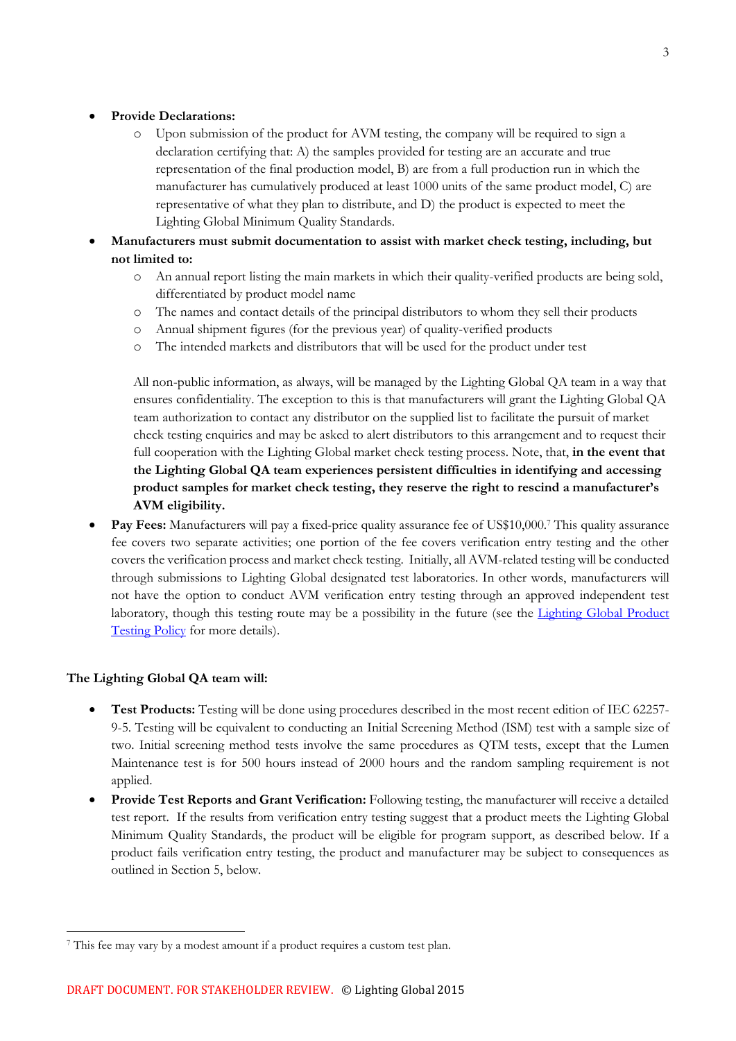- **Provide Declarations:**
  - Upon submission of the product for AVM testing, the company will be required to sign a declaration certifying that: A) the samples provided for testing are an accurate and true representation of the final production model, B) are from a full production run in which the manufacturer has cumulatively produced at least 1000 units of the same product model, C) are representative of what they plan to distribute, and D) the product is expected to meet the Lighting Global Minimum Quality Standards.
- **Manufacturers must submit documentation to assist with market check testing, including, but not limited to:**
  - An annual report listing the main markets in which their quality-verified products are being sold, differentiated by product model name
  - The names and contact details of the principal distributors to whom they sell their products
  - Annual shipment figures (for the previous year) of quality-verified products
  - The intended markets and distributors that will be used for the product under test

  All non-public information, as always, will be managed by the Lighting Global QA team in a way that ensures confidentiality. The exception to this is that manufacturers will grant the Lighting Global QA team authorization to contact any distributor on the supplied list to facilitate the pursuit of market check testing enquiries and may be asked to alert distributors to this arrangement and to request their full cooperation with the Lighting Global market check testing process. Note, that, **in the event that the Lighting Global QA team experiences persistent difficulties in identifying and accessing product samples for market check testing, they reserve the right to rescind a manufacturer's AVM eligibility.**
- **Pay Fees:** Manufacturers will pay a fixed-price quality assurance fee of US$10,000.[7] This quality assurance fee covers two separate activities; one portion of the fee covers verification entry testing and the other covers the verification process and market check testing. Initially, all AVM-related testing will be conducted through submissions to Lighting Global designated test laboratories. In other words, manufacturers will not have the option to conduct AVM verification entry testing through an approved independent test laboratory, though this testing route may be a possibility in the future (see the Lighting Global Product Testing Policy for more details).

**The Lighting Global QA team will:**

- **Test Products:** Testing will be done using procedures described in the most recent edition of IEC 62257-9-5. Testing will be equivalent to conducting an Initial Screening Method (ISM) test with a sample size of two. Initial screening method tests involve the same procedures as QTM tests, except that the Lumen Maintenance test is for 500 hours instead of 2000 hours and the random sampling requirement is not applied.
- **Provide Test Reports and Grant Verification:** Following testing, the manufacturer will receive a detailed test report. If the results from verification entry testing suggest that a product meets the Lighting Global Minimum Quality Standards, the product will be eligible for program support, as described below. If a product fails verification entry testing, the product and manufacturer may be subject to consequences as outlined in Section 5, below.

[7] This fee may vary by a modest amount if a product requires a custom test plan.

DRAFT DOCUMENT. FOR STAKEHOLDER REVIEW. © Lighting Global 2015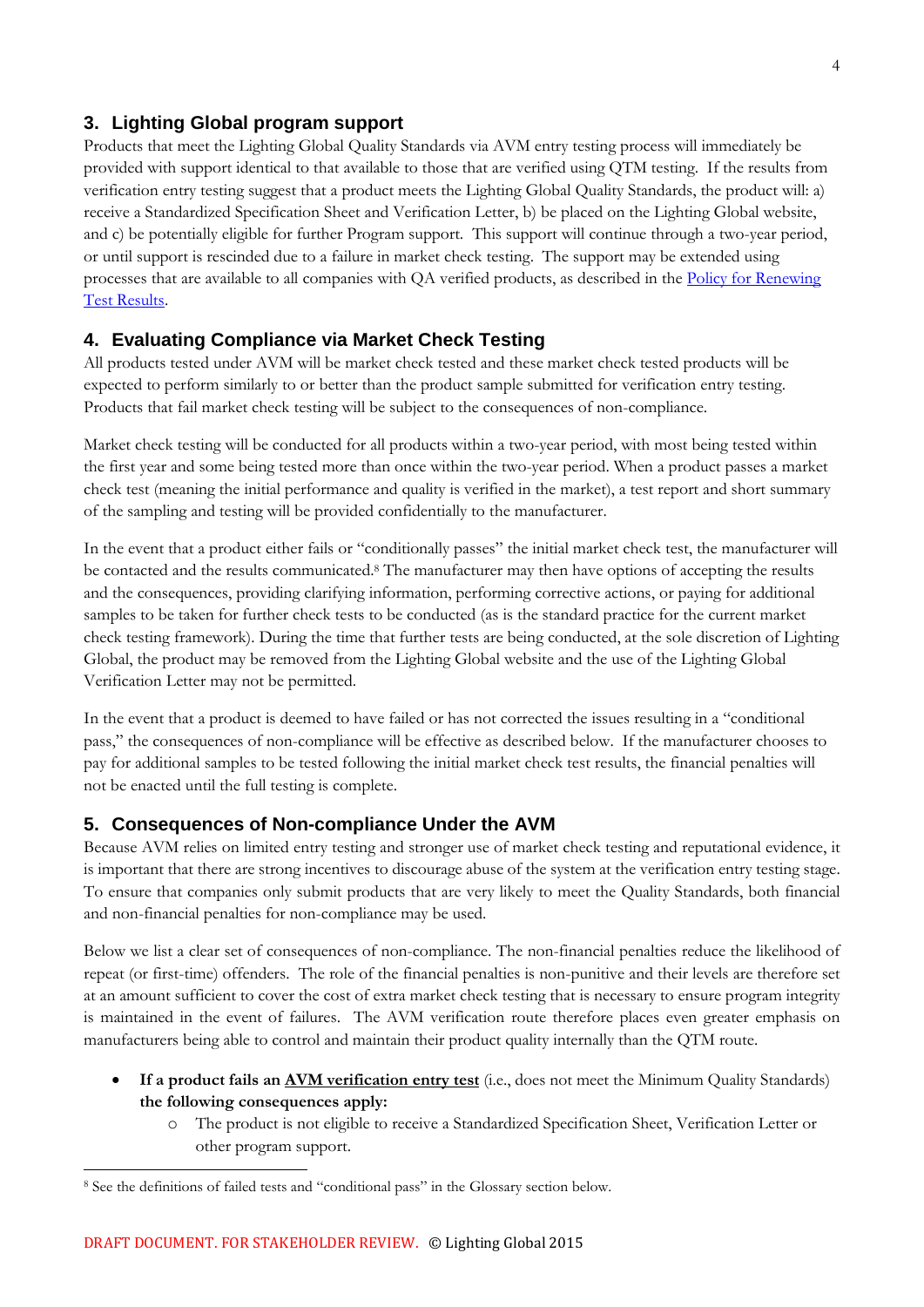## 3. Lighting Global program support

Products that meet the Lighting Global Quality Standards via AVM entry testing process will immediately be provided with support identical to that available to those that are verified using QTM testing. If the results from verification entry testing suggest that a product meets the Lighting Global Quality Standards, the product will: a) receive a Standardized Specification Sheet and Verification Letter, b) be placed on the Lighting Global website, and c) be potentially eligible for further Program support. This support will continue through a two-year period, or until support is rescinded due to a failure in market check testing. The support may be extended using processes that are available to all companies with QA verified products, as described in the Policy for Renewing Test Results.

## 4. Evaluating Compliance via Market Check Testing

All products tested under AVM will be market check tested and these market check tested products will be expected to perform similarly to or better than the product sample submitted for verification entry testing. Products that fail market check testing will be subject to the consequences of non-compliance.

Market check testing will be conducted for all products within a two-year period, with most being tested within the first year and some being tested more than once within the two-year period. When a product passes a market check test (meaning the initial performance and quality is verified in the market), a test report and short summary of the sampling and testing will be provided confidentially to the manufacturer.

In the event that a product either fails or "conditionally passes" the initial market check test, the manufacturer will be contacted and the results communicated.[8] The manufacturer may then have options of accepting the results and the consequences, providing clarifying information, performing corrective actions, or paying for additional samples to be taken for further check tests to be conducted (as is the standard practice for the current market check testing framework). During the time that further tests are being conducted, at the sole discretion of Lighting Global, the product may be removed from the Lighting Global website and the use of the Lighting Global Verification Letter may not be permitted.

In the event that a product is deemed to have failed or has not corrected the issues resulting in a "conditional pass," the consequences of non-compliance will be effective as described below. If the manufacturer chooses to pay for additional samples to be tested following the initial market check test results, the financial penalties will not be enacted until the full testing is complete.

## 5. Consequences of Non-compliance Under the AVM

Because AVM relies on limited entry testing and stronger use of market check testing and reputational evidence, it is important that there are strong incentives to discourage abuse of the system at the verification entry testing stage. To ensure that companies only submit products that are very likely to meet the Quality Standards, both financial and non-financial penalties for non-compliance may be used.

Below we list a clear set of consequences of non-compliance. The non-financial penalties reduce the likelihood of repeat (or first-time) offenders. The role of the financial penalties is non-punitive and their levels are therefore set at an amount sufficient to cover the cost of extra market check testing that is necessary to ensure program integrity is maintained in the event of failures. The AVM verification route therefore places even greater emphasis on manufacturers being able to control and maintain their product quality internally than the QTM route.

- **If a product fails an AVM verification entry test** (i.e., does not meet the Minimum Quality Standards) **the following consequences apply:**
    - The product is not eligible to receive a Standardized Specification Sheet, Verification Letter or other program support.

[8] See the definitions of failed tests and "conditional pass" in the Glossary section below.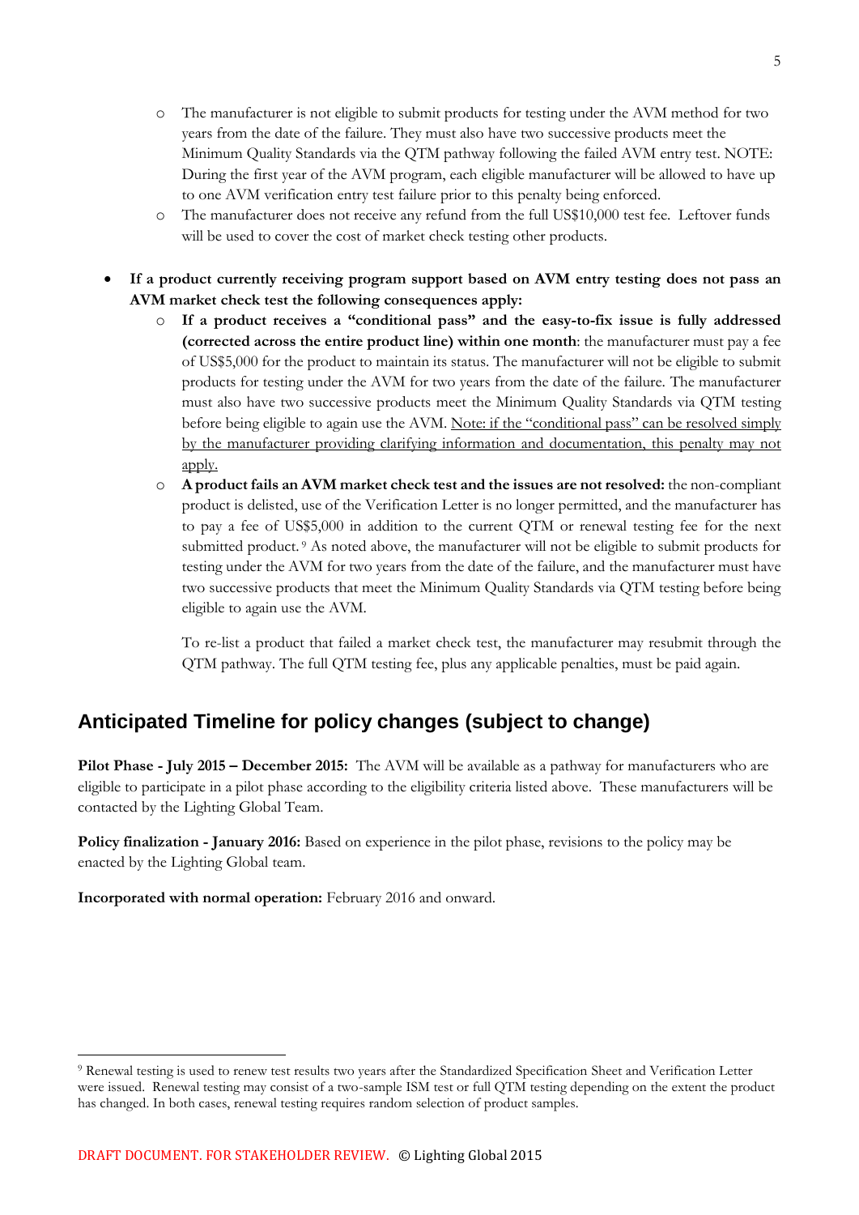- The manufacturer is not eligible to submit products for testing under the AVM method for two years from the date of the failure. They must also have two successive products meet the Minimum Quality Standards via the QTM pathway following the failed AVM entry test. NOTE: During the first year of the AVM program, each eligible manufacturer will be allowed to have up to one AVM verification entry test failure prior to this penalty being enforced.
  - The manufacturer does not receive any refund from the full US$10,000 test fee. Leftover funds will be used to cover the cost of market check testing other products.

- **If a product currently receiving program support based on AVM entry testing does not pass an AVM market check test the following consequences apply:**
  - **If a product receives a "conditional pass" and the easy-to-fix issue is fully addressed (corrected across the entire product line) within one month**: the manufacturer must pay a fee of US$5,000 for the product to maintain its status. The manufacturer will not be eligible to submit products for testing under the AVM for two years from the date of the failure. The manufacturer must also have two successive products meet the Minimum Quality Standards via QTM testing before being eligible to again use the AVM. <u>Note: if the "conditional pass" can be resolved simply by the manufacturer providing clarifying information and documentation, this penalty may not apply.</u>
  - **A product fails an AVM market check test and the issues are not resolved:** the non-compliant product is delisted, use of the Verification Letter is no longer permitted, and the manufacturer has to pay a fee of US$5,000 in addition to the current QTM or renewal testing fee for the next submitted product.[9] As noted above, the manufacturer will not be eligible to submit products for testing under the AVM for two years from the date of the failure, and the manufacturer must have two successive products that meet the Minimum Quality Standards via QTM testing before being eligible to again use the AVM.

    To re-list a product that failed a market check test, the manufacturer may resubmit through the QTM pathway. The full QTM testing fee, plus any applicable penalties, must be paid again.

## Anticipated Timeline for policy changes (subject to change)

**Pilot Phase - July 2015 – December 2015:** The AVM will be available as a pathway for manufacturers who are eligible to participate in a pilot phase according to the eligibility criteria listed above. These manufacturers will be contacted by the Lighting Global Team.

**Policy finalization - January 2016:** Based on experience in the pilot phase, revisions to the policy may be enacted by the Lighting Global team.

**Incorporated with normal operation:** February 2016 and onward.

---

[9] Renewal testing is used to renew test results two years after the Standardized Specification Sheet and Verification Letter were issued. Renewal testing may consist of a two-sample ISM test or full QTM testing depending on the extent the product has changed. In both cases, renewal testing requires random selection of product samples.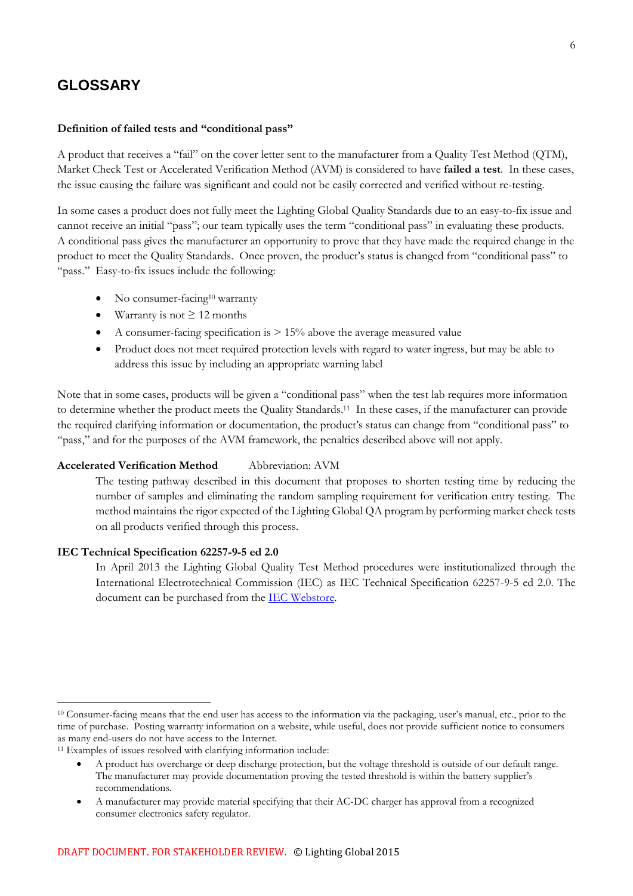## GLOSSARY

**Definition of failed tests and "conditional pass"**

A product that receives a "fail" on the cover letter sent to the manufacturer from a Quality Test Method (QTM), Market Check Test or Accelerated Verification Method (AVM) is considered to have **failed a test**. In these cases, the issue causing the failure was significant and could not be easily corrected and verified without re-testing.

In some cases a product does not fully meet the Lighting Global Quality Standards due to an easy-to-fix issue and cannot receive an initial "pass"; our team typically uses the term "conditional pass" in evaluating these products. A conditional pass gives the manufacturer an opportunity to prove that they have made the required change in the product to meet the Quality Standards. Once proven, the product's status is changed from "conditional pass" to "pass." Easy-to-fix issues include the following:

- No consumer-facing[10] warranty
- Warranty is not ≥ 12 months
- A consumer-facing specification is > 15% above the average measured value
- Product does not meet required protection levels with regard to water ingress, but may be able to address this issue by including an appropriate warning label

Note that in some cases, products will be given a "conditional pass" when the test lab requires more information to determine whether the product meets the Quality Standards.[11] In these cases, if the manufacturer can provide the required clarifying information or documentation, the product's status can change from "conditional pass" to "pass," and for the purposes of the AVM framework, the penalties described above will not apply.

**Accelerated Verification Method** Abbreviation: AVM

The testing pathway described in this document that proposes to shorten testing time by reducing the number of samples and eliminating the random sampling requirement for verification entry testing. The method maintains the rigor expected of the Lighting Global QA program by performing market check tests on all products verified through this process.

**IEC Technical Specification 62257-9-5 ed 2.0**

In April 2013 the Lighting Global Quality Test Method procedures were institutionalized through the International Electrotechnical Commission (IEC) as IEC Technical Specification 62257-9-5 ed 2.0. The document can be purchased from the IEC Webstore.

---

[10] Consumer-facing means that the end user has access to the information via the packaging, user's manual, etc., prior to the time of purchase. Posting warranty information on a website, while useful, does not provide sufficient notice to consumers as many end-users do not have access to the Internet.

[11] Examples of issues resolved with clarifying information include:

- A product has overcharge or deep discharge protection, but the voltage threshold is outside of our default range. The manufacturer may provide documentation proving the tested threshold is within the battery supplier's recommendations.
- A manufacturer may provide material specifying that their AC-DC charger has approval from a recognized consumer electronics safety regulator.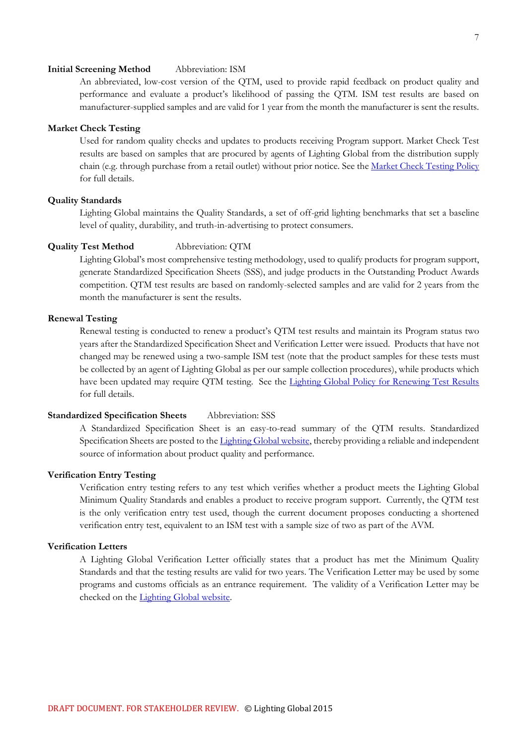**Initial Screening Method** Abbreviation: ISM

An abbreviated, low-cost version of the QTM, used to provide rapid feedback on product quality and performance and evaluate a product's likelihood of passing the QTM. ISM test results are based on manufacturer-supplied samples and are valid for 1 year from the month the manufacturer is sent the results.

**Market Check Testing**

Used for random quality checks and updates to products receiving Program support. Market Check Test results are based on samples that are procured by agents of Lighting Global from the distribution supply chain (e.g. through purchase from a retail outlet) without prior notice. See the Market Check Testing Policy for full details.

**Quality Standards**

Lighting Global maintains the Quality Standards, a set of off-grid lighting benchmarks that set a baseline level of quality, durability, and truth-in-advertising to protect consumers.

**Quality Test Method** Abbreviation: QTM

Lighting Global's most comprehensive testing methodology, used to qualify products for program support, generate Standardized Specification Sheets (SSS), and judge products in the Outstanding Product Awards competition. QTM test results are based on randomly-selected samples and are valid for 2 years from the month the manufacturer is sent the results.

**Renewal Testing**

Renewal testing is conducted to renew a product's QTM test results and maintain its Program status two years after the Standardized Specification Sheet and Verification Letter were issued. Products that have not changed may be renewed using a two-sample ISM test (note that the product samples for these tests must be collected by an agent of Lighting Global as per our sample collection procedures), while products which have been updated may require QTM testing. See the Lighting Global Policy for Renewing Test Results for full details.

**Standardized Specification Sheets** Abbreviation: SSS

A Standardized Specification Sheet is an easy-to-read summary of the QTM results. Standardized Specification Sheets are posted to the Lighting Global website, thereby providing a reliable and independent source of information about product quality and performance.

**Verification Entry Testing**

Verification entry testing refers to any test which verifies whether a product meets the Lighting Global Minimum Quality Standards and enables a product to receive program support. Currently, the QTM test is the only verification entry test used, though the current document proposes conducting a shortened verification entry test, equivalent to an ISM test with a sample size of two as part of the AVM.

**Verification Letters**

A Lighting Global Verification Letter officially states that a product has met the Minimum Quality Standards and that the testing results are valid for two years. The Verification Letter may be used by some programs and customs officials as an entrance requirement. The validity of a Verification Letter may be checked on the Lighting Global website.

DRAFT DOCUMENT. FOR STAKEHOLDER REVIEW. © Lighting Global 2015